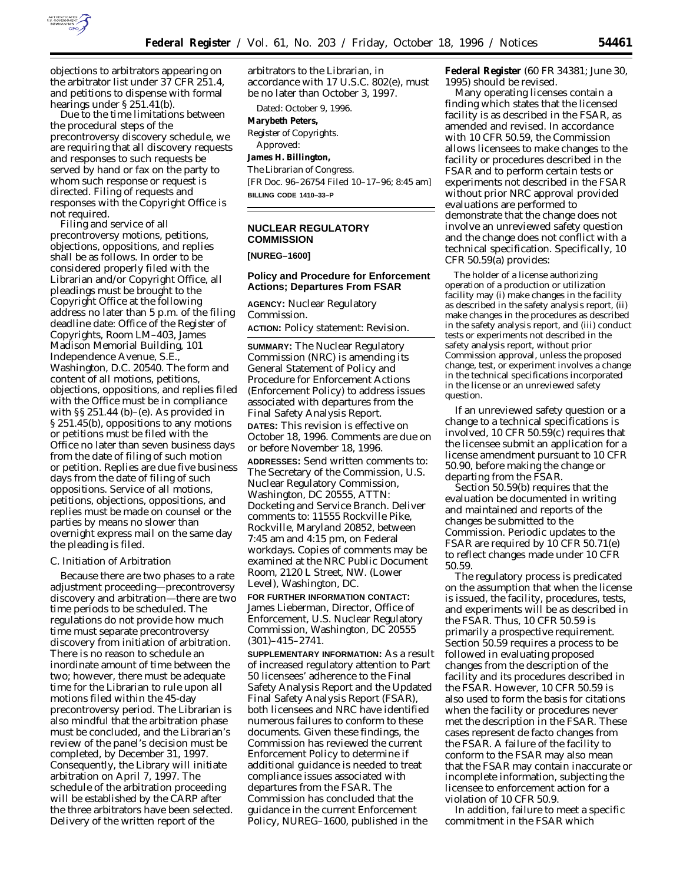objections to arbitrators appearing on the arbitrator list under 37 CFR 251.4, and petitions to dispense with formal hearings under § 251.41(b).

Due to the time limitations between the procedural steps of the precontroversy discovery schedule, we are requiring that all discovery requests and responses to such requests be served by hand or fax on the party to whom such response or request is directed. Filing of requests and responses with the Copyright Office is not required.

Filing and service of all precontroversy motions, petitions, objections, oppositions, and replies shall be as follows. In order to be considered properly filed with the Librarian and/or Copyright Office, all pleadings must be brought to the Copyright Office at the following address no later than 5 p.m. of the filing deadline date: Office of the Register of Copyrights, Room LM–403, James Madison Memorial Building, 101 Independence Avenue, S.E., Washington, D.C. 20540. The form and content of all motions, petitions, objections, oppositions, and replies filed with the Office must be in compliance with §§ 251.44 (b)–(e). As provided in § 251.45(b), oppositions to any motions or petitions must be filed with the Office no later than seven business days from the date of filing of such motion or petition. Replies are due five business days from the date of filing of such oppositions. Service of all motions, petitions, objections, oppositions, and replies must be made on counsel or the parties by means no slower than overnight express mail on the same day the pleading is filed.

### C. Initiation of Arbitration

Because there are two phases to a rate adjustment proceeding—precontroversy discovery and arbitration—there are two time periods to be scheduled. The regulations do not provide how much time must separate precontroversy discovery from initiation of arbitration. There is no reason to schedule an inordinate amount of time between the two; however, there must be adequate time for the Librarian to rule upon all motions filed within the 45-day precontroversy period. The Librarian is also mindful that the arbitration phase must be concluded, and the Librarian's review of the panel's decision must be completed, by December 31, 1997. Consequently, the Library will initiate arbitration on April 7, 1997. The schedule of the arbitration proceeding will be established by the CARP after the three arbitrators have been selected. Delivery of the written report of the arbitrators to the Librarian, in accordance with 17 U.S.C. 802(e), must be no later than October 3, 1997.

Dated: October 9, 1996.

**Marybeth Peters,**
*Register of Copyrights.*

Approved:

**James H. Billington,**
*The Librarian of Congress.*

[FR Doc. 96–26754 Filed 10–17–96; 8:45 am]

**BILLING CODE 1410–33–P**

---

## NUCLEAR REGULATORY COMMISSION

**[NUREG–1600]**

## Policy and Procedure for Enforcement Actions; Departures From FSAR

**AGENCY:** Nuclear Regulatory Commission.

**ACTION:** Policy statement: Revision.

**SUMMARY:** The Nuclear Regulatory Commission (NRC) is amending its General Statement of Policy and Procedure for Enforcement Actions (Enforcement Policy) to address issues associated with departures from the Final Safety Analysis Report.

**DATES:** This revision is effective on October 18, 1996. Comments are due on or before November 18, 1996.

**ADDRESSES:** Send written comments to: The Secretary of the Commission, U.S. Nuclear Regulatory Commission, Washington, DC 20555, ATTN: Docketing and Service Branch. Deliver comments to: 11555 Rockville Pike, Rockville, Maryland 20852, between 7:45 am and 4:15 pm, on Federal workdays. Copies of comments may be examined at the NRC Public Document Room, 2120 L Street, NW. (Lower Level), Washington, DC.

**FOR FURTHER INFORMATION CONTACT:** James Lieberman, Director, Office of Enforcement, U.S. Nuclear Regulatory Commission, Washington, DC 20555 (301)–415–2741.

**SUPPLEMENTARY INFORMATION:** As a result of increased regulatory attention to Part 50 licensees' adherence to the Final Safety Analysis Report and the Updated Final Safety Analysis Report (FSAR), both licensees and NRC have identified numerous failures to conform to these documents. Given these findings, the Commission has reviewed the current Enforcement Policy to determine if additional guidance is needed to treat compliance issues associated with departures from the FSAR. The Commission has concluded that the guidance in the current Enforcement Policy, NUREG–1600, published in the **Federal Register** (60 FR 34381; June 30, 1995) should be revised.

Many operating licenses contain a finding which states that the licensed facility is as described in the FSAR, as amended and revised. In accordance with 10 CFR 50.59, the Commission allows licensees to make changes to the facility or procedures described in the FSAR and to perform certain tests or experiments not described in the FSAR without prior NRC approval provided evaluations are performed to demonstrate that the change does not involve an unreviewed safety question and the change does not conflict with a technical specification. Specifically, 10 CFR 50.59(a) provides:

> The holder of a license authorizing operation of a production or utilization facility may (i) make changes in the facility as described in the safety analysis report, (ii) make changes in the procedures as described in the safety analysis report, and (iii) conduct tests or experiments not described in the safety analysis report, without prior Commission approval, unless the proposed change, test, or experiment involves a change in the technical specifications incorporated in the license or an unreviewed safety question.

If an unreviewed safety question or a change to a technical specifications is involved, 10 CFR 50.59(c) requires that the licensee submit an application for a license amendment pursuant to 10 CFR 50.90, before making the change or departing from the FSAR.

Section 50.59(b) requires that the evaluation be documented in writing and maintained and reports of the changes be submitted to the Commission. Periodic updates to the FSAR are required by 10 CFR 50.71(e) to reflect changes made under 10 CFR 50.59.

The regulatory process is predicated on the assumption that when the license is issued, the facility, procedures, tests, and experiments will be as described in the FSAR. Thus, 10 CFR 50.59 is primarily a prospective requirement. Section 50.59 requires a process to be followed in evaluating proposed changes from the description of the facility and its procedures described in the FSAR. However, 10 CFR 50.59 is also used to form the basis for citations when the facility or procedures never met the description in the FSAR. These cases represent de facto changes from the FSAR. A failure of the facility to conform to the FSAR may also mean that the FSAR may contain inaccurate or incomplete information, subjecting the licensee to enforcement action for a violation of 10 CFR 50.9.

In addition, failure to meet a specific commitment in the FSAR which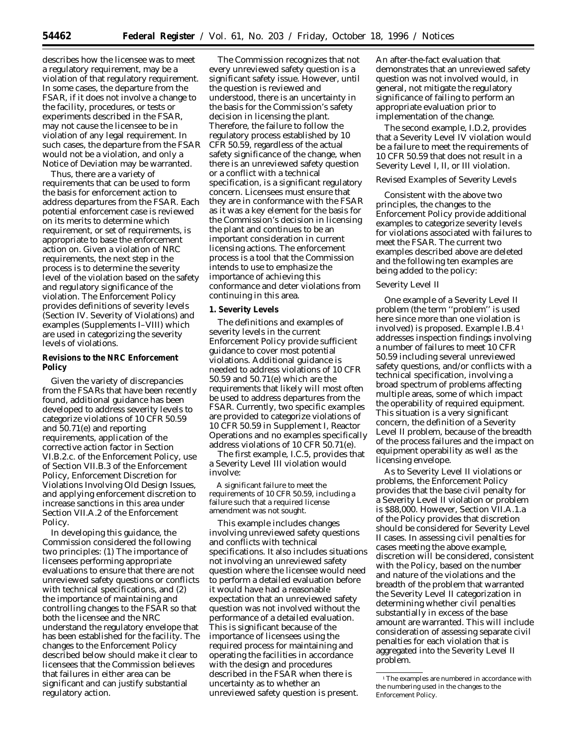describes how the licensee was to meet a regulatory requirement, may be a violation of that regulatory requirement. In some cases, the departure from the FSAR, if it does not involve a change to the facility, procedures, or tests or experiments described in the FSAR, may not cause the licensee to be in violation of any legal requirement. In such cases, the departure from the FSAR would not be a violation, and only a Notice of Deviation may be warranted.

Thus, there are a variety of requirements that can be used to form the basis for enforcement action to address departures from the FSAR. Each potential enforcement case is reviewed on its merits to determine which requirement, or set of requirements, is appropriate to base the enforcement action on. Given a violation of NRC requirements, the next step in the process is to determine the severity level of the violation based on the safety and regulatory significance of the violation. The Enforcement Policy provides definitions of severity levels (Section IV. Severity of Violations) and examples (Supplements I–VIII) which are used in categorizing the severity levels of violations.

**Revisions to the NRC Enforcement Policy**

Given the variety of discrepancies from the FSARs that have been recently found, additional guidance has been developed to address severity levels to categorize violations of 10 CFR 50.59 and 50.71(e) and reporting requirements, application of the corrective action factor in Section VI.B.2.c. of the Enforcement Policy, use of Section VII.B.3 of the Enforcement Policy, Enforcement Discretion for Violations Involving Old Design Issues, and applying enforcement discretion to increase sanctions in this area under Section VII.A.2 of the Enforcement Policy.

In developing this guidance, the Commission considered the following two principles: (1) The importance of licensees performing appropriate evaluations to ensure that there are not unreviewed safety questions or conflicts with technical specifications, and (2) the importance of maintaining and controlling changes to the FSAR so that both the licensee and the NRC understand the regulatory envelope that has been established for the facility. The changes to the Enforcement Policy described below should make it clear to licensees that the Commission believes that failures in either area can be significant and can justify substantial regulatory action.

The Commission recognizes that not every unreviewed safety question is a significant safety issue. However, until the question is reviewed and understood, there is an uncertainty in the basis for the Commission's safety decision in licensing the plant. Therefore, the failure to follow the regulatory process established by 10 CFR 50.59, regardless of the actual safety significance of the change, when there is an unreviewed safety question or a conflict with a technical specification, is a significant regulatory concern. Licensees must ensure that they are in conformance with the FSAR as it was a key element for the basis for the Commission's decision in licensing the plant and continues to be an important consideration in current licensing actions. The enforcement process is a tool that the Commission intends to use to emphasize the importance of achieving this conformance and deter violations from continuing in this area.

**1. Severity Levels**

The definitions and examples of severity levels in the current Enforcement Policy provide sufficient guidance to cover most potential violations. Additional guidance is needed to address violations of 10 CFR 50.59 and 50.71(e) which are the requirements that likely will most often be used to address departures from the FSAR. Currently, two specific examples are provided to categorize violations of 10 CFR 50.59 in Supplement I, Reactor Operations and no examples specifically address violations of 10 CFR 50.71(e).

The first example, I.C.5, provides that a Severity Level III violation would involve:

> A significant failure to meet the requirements of 10 CFR 50.59, including a failure such that a required license amendment was not sought.

This example includes changes involving unreviewed safety questions and conflicts with technical specifications. It also includes situations not involving an unreviewed safety question where the licensee would need to perform a detailed evaluation before it would have had a reasonable expectation that an unreviewed safety question was not involved without the performance of a detailed evaluation. This is significant because of the importance of licensees using the required process for maintaining and operating the facilities in accordance with the design and procedures described in the FSAR when there is uncertainty as to whether an unreviewed safety question is present. An after-the-fact evaluation that demonstrates that an unreviewed safety question was not involved would, in general, not mitigate the regulatory significance of failing to perform an appropriate evaluation prior to implementation of the change.

The second example, I.D.2, provides that a Severity Level IV violation would be a failure to meet the requirements of 10 CFR 50.59 that does not result in a Severity Level I, II, or III violation.

*Revised Examples of Severity Levels*

Consistent with the above two principles, the changes to the Enforcement Policy provide additional examples to categorize severity levels for violations associated with failures to meet the FSAR. The current two examples described above are deleted and the following ten examples are being added to the policy:

*Severity Level II*

One example of a Severity Level II problem (the term ''problem'' is used here since more than one violation is involved) is proposed. Example I.B.4[1] addresses inspection findings involving a number of failures to meet 10 CFR 50.59 including several unreviewed safety questions, and/or conflicts with a technical specification, involving a broad spectrum of problems affecting multiple areas, some of which impact the operability of required equipment. This situation is a very significant concern, the definition of a Severity Level II problem, because of the breadth of the process failures and the impact on equipment operability as well as the licensing envelope.

As to Severity Level II violations or problems, the Enforcement Policy provides that the base civil penalty for a Severity Level II violation or problem is $88,000. However, Section VII.A.1.a of the Policy provides that discretion should be considered for Severity Level II cases. In assessing civil penalties for cases meeting the above example, discretion will be considered, consistent with the Policy, based on the number and nature of the violations and the breadth of the problem that warranted the Severity Level II categorization in determining whether civil penalties substantially in excess of the base amount are warranted. This will include consideration of assessing separate civil penalties for each violation that is aggregated into the Severity Level II problem.

---

[1] The examples are numbered in accordance with the numbering used in the changes to the Enforcement Policy.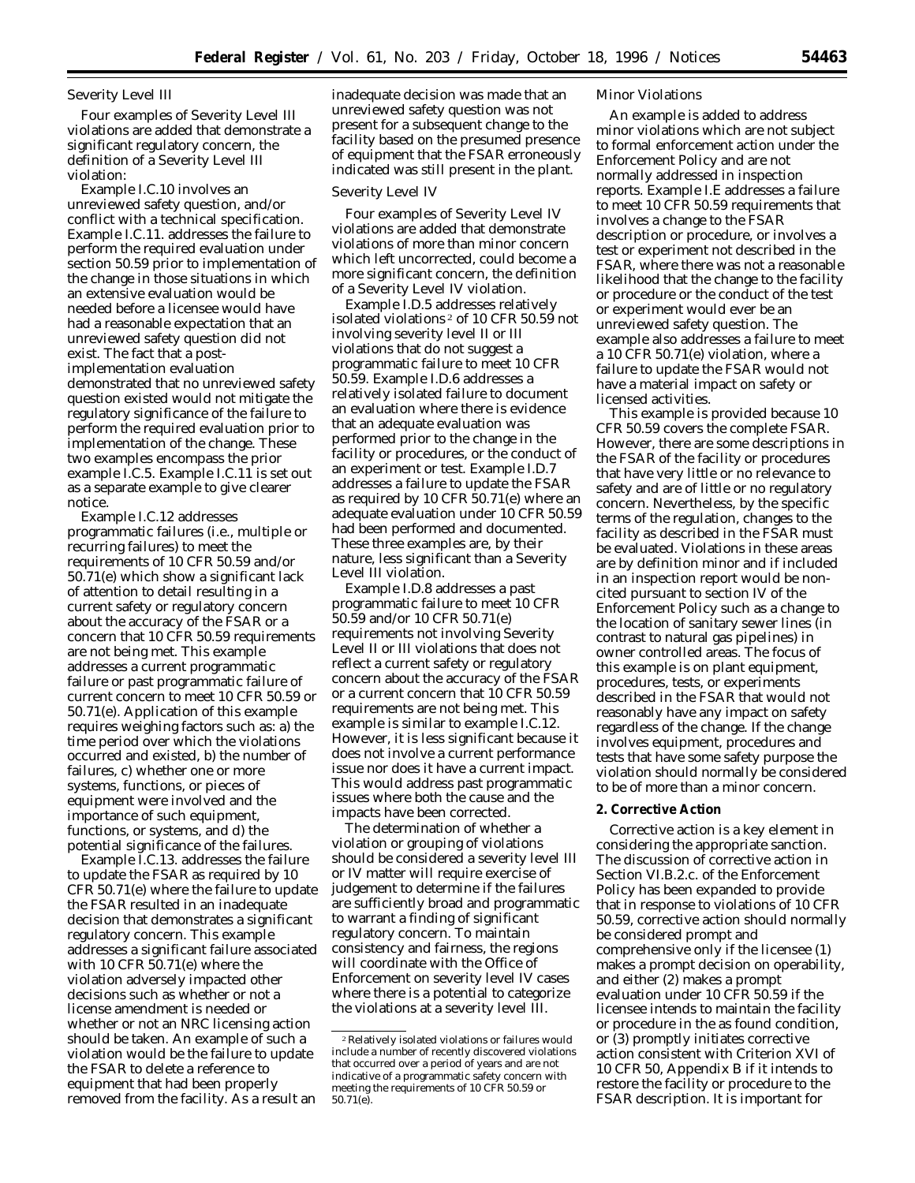Severity Level III

Four examples of Severity Level III violations are added that demonstrate a significant regulatory concern, the definition of a Severity Level III violation:

Example I.C.10 involves an unreviewed safety question, and/or conflict with a technical specification. Example I.C.11. addresses the failure to perform the required evaluation under section 50.59 prior to implementation of the change in those situations in which an extensive evaluation would be needed before a licensee would have had a reasonable expectation that an unreviewed safety question did not exist. The fact that a post-implementation evaluation demonstrated that no unreviewed safety question existed would not mitigate the regulatory significance of the failure to perform the required evaluation prior to implementation of the change. These two examples encompass the prior example I.C.5. Example I.C.11 is set out as a separate example to give clearer notice.

Example I.C.12 addresses programmatic failures (i.e., multiple or recurring failures) to meet the requirements of 10 CFR 50.59 and/or 50.71(e) which show a significant lack of attention to detail resulting in a current safety or regulatory concern about the accuracy of the FSAR or a concern that 10 CFR 50.59 requirements are not being met. This example addresses a current programmatic failure or past programmatic failure of current concern to meet 10 CFR 50.59 or 50.71(e). Application of this example requires weighing factors such as: a) the time period over which the violations occurred and existed, b) the number of failures, c) whether one or more systems, functions, or pieces of equipment were involved and the importance of such equipment, functions, or systems, and d) the potential significance of the failures.

Example I.C.13. addresses the failure to update the FSAR as required by 10 CFR 50.71(e) where the failure to update the FSAR resulted in an inadequate decision that demonstrates a significant regulatory concern. This example addresses a significant failure associated with 10 CFR 50.71(e) where the violation adversely impacted other decisions such as whether or not a license amendment is needed or whether or not an NRC licensing action should be taken. An example of such a violation would be the failure to update the FSAR to delete a reference to equipment that had been properly removed from the facility. As a result an inadequate decision was made that an unreviewed safety question was not present for a subsequent change to the facility based on the presumed presence of equipment that the FSAR erroneously indicated was still present in the plant.

Severity Level IV

Four examples of Severity Level IV violations are added that demonstrate violations of more than minor concern which left uncorrected, could become a more significant concern, the definition of a Severity Level IV violation.

Example I.D.5 addresses relatively isolated violations [2] of 10 CFR 50.59 not involving severity level II or III violations that do not suggest a programmatic failure to meet 10 CFR 50.59. Example I.D.6 addresses a relatively isolated failure to document an evaluation where there is evidence that an adequate evaluation was performed prior to the change in the facility or procedures, or the conduct of an experiment or test. Example I.D.7 addresses a failure to update the FSAR as required by 10 CFR 50.71(e) where an adequate evaluation under 10 CFR 50.59 had been performed and documented. These three examples are, by their nature, less significant than a Severity Level III violation.

Example I.D.8 addresses a past programmatic failure to meet 10 CFR 50.59 and/or 10 CFR 50.71(e) requirements not involving Severity Level II or III violations that does not reflect a current safety or regulatory concern about the accuracy of the FSAR or a current concern that 10 CFR 50.59 requirements are not being met. This example is similar to example I.C.12. However, it is less significant because it does not involve a current performance issue nor does it have a current impact. This would address past programmatic issues where both the cause and the impacts have been corrected.

The determination of whether a violation or grouping of violations should be considered a severity level III or IV matter will require exercise of judgement to determine if the failures are sufficiently broad and programmatic to warrant a finding of significant regulatory concern. To maintain consistency and fairness, the regions will coordinate with the Office of Enforcement on severity level IV cases where there is a potential to categorize the violations at a severity level III.

[2] Relatively isolated violations or failures would include a number of recently discovered violations that occurred over a period of years and are not indicative of a programmatic safety concern with meeting the requirements of 10 CFR 50.59 or 50.71(e).

Minor Violations

An example is added to address minor violations which are not subject to formal enforcement action under the Enforcement Policy and are not normally addressed in inspection reports. Example I.E addresses a failure to meet 10 CFR 50.59 requirements that involves a change to the FSAR description or procedure, or involves a test or experiment not described in the FSAR, where there was not a reasonable likelihood that the change to the facility or procedure or the conduct of the test or experiment would ever be an unreviewed safety question. The example also addresses a failure to meet a 10 CFR 50.71(e) violation, where a failure to update the FSAR would not have a material impact on safety or licensed activities.

This example is provided because 10 CFR 50.59 covers the complete FSAR. However, there are some descriptions in the FSAR of the facility or procedures that have very little or no relevance to safety and are of little or no regulatory concern. Nevertheless, by the specific terms of the regulation, changes to the facility as described in the FSAR must be evaluated. Violations in these areas are by definition minor and if included in an inspection report would be non-cited pursuant to section IV of the Enforcement Policy such as a change to the location of sanitary sewer lines (in contrast to natural gas pipelines) in owner controlled areas. The focus of this example is on plant equipment, procedures, tests, or experiments described in the FSAR that would not reasonably have any impact on safety regardless of the change. If the change involves equipment, procedures and tests that have some safety purpose the violation should normally be considered to be of more than a minor concern.

**2. Corrective Action**

Corrective action is a key element in considering the appropriate sanction. The discussion of corrective action in Section VI.B.2.c. of the Enforcement Policy has been expanded to provide that in response to violations of 10 CFR 50.59, corrective action should normally be considered prompt and comprehensive only if the licensee (1) makes a prompt decision on operability, and either (2) makes a prompt evaluation under 10 CFR 50.59 if the licensee intends to maintain the facility or procedure in the as found condition, or (3) promptly initiates corrective action consistent with Criterion XVI of 10 CFR 50, Appendix B if it intends to restore the facility or procedure to the FSAR description. It is important for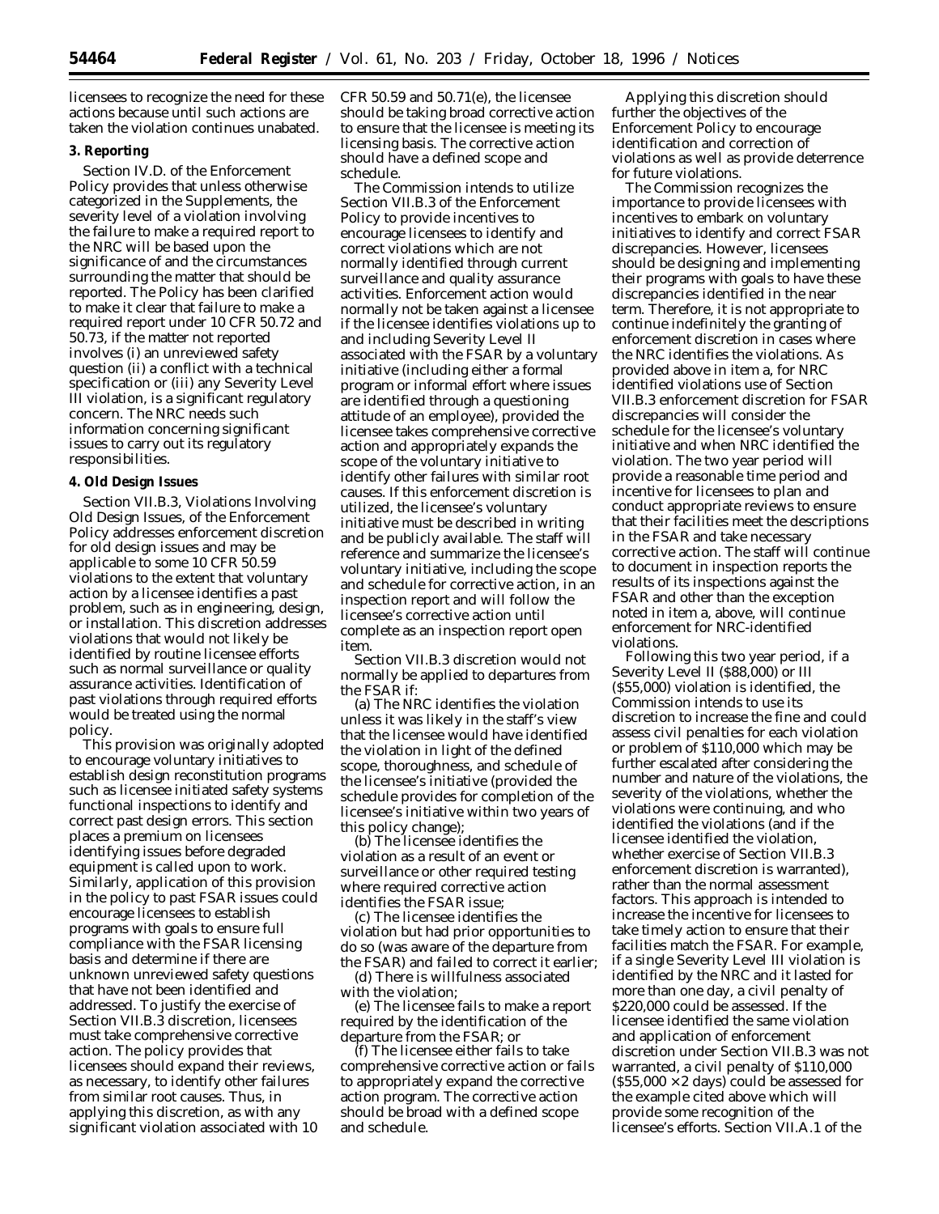licensees to recognize the need for these actions because until such actions are taken the violation continues unabated.

**3. Reporting**

Section IV.D. of the Enforcement Policy provides that unless otherwise categorized in the Supplements, the severity level of a violation involving the failure to make a required report to the NRC will be based upon the significance of and the circumstances surrounding the matter that should be reported. The Policy has been clarified to make it clear that failure to make a required report under 10 CFR 50.72 and 50.73, if the matter not reported involves (i) an unreviewed safety question (ii) a conflict with a technical specification or (iii) any Severity Level III violation, is a significant regulatory concern. The NRC needs such information concerning significant issues to carry out its regulatory responsibilities.

**4. Old Design Issues**

Section VII.B.3, Violations Involving Old Design Issues, of the Enforcement Policy addresses enforcement discretion for old design issues and may be applicable to some 10 CFR 50.59 violations to the extent that voluntary action by a licensee identifies a past problem, such as in engineering, design, or installation. This discretion addresses violations that would not likely be identified by routine licensee efforts such as normal surveillance or quality assurance activities. Identification of past violations through required efforts would be treated using the normal policy.

This provision was originally adopted to encourage voluntary initiatives to establish design reconstitution programs such as licensee initiated safety systems functional inspections to identify and correct past design errors. This section places a premium on licensees identifying issues before degraded equipment is called upon to work. Similarly, application of this provision in the policy to past FSAR issues could encourage licensees to establish programs with goals to ensure full compliance with the FSAR licensing basis and determine if there are unknown unreviewed safety questions that have not been identified and addressed. To justify the exercise of Section VII.B.3 discretion, licensees must take comprehensive corrective action. The policy provides that licensees should expand their reviews, as necessary, to identify other failures from similar root causes. Thus, in applying this discretion, as with any significant violation associated with 10 CFR 50.59 and 50.71(e), the licensee should be taking broad corrective action to ensure that the licensee is meeting its licensing basis. The corrective action should have a defined scope and schedule.

The Commission intends to utilize Section VII.B.3 of the Enforcement Policy to provide incentives to encourage licensees to identify and correct violations which are not normally identified through current surveillance and quality assurance activities. Enforcement action would normally not be taken against a licensee if the licensee identifies violations up to and including Severity Level II associated with the FSAR by a voluntary initiative (including either a formal program or informal effort where issues are identified through a questioning attitude of an employee), provided the licensee takes comprehensive corrective action and appropriately expands the scope of the voluntary initiative to identify other failures with similar root causes. If this enforcement discretion is utilized, the licensee's voluntary initiative must be described in writing and be publicly available. The staff will reference and summarize the licensee's voluntary initiative, including the scope and schedule for corrective action, in an inspection report and will follow the licensee's corrective action until complete as an inspection report open item.

Section VII.B.3 discretion would not normally be applied to departures from the FSAR if:

(a) The NRC identifies the violation unless it was likely in the staff's view that the licensee would have identified the violation in light of the defined scope, thoroughness, and schedule of the licensee's initiative (provided the schedule provides for completion of the licensee's initiative within two years of this policy change);

(b) The licensee identifies the violation as a result of an event or surveillance or other required testing where required corrective action identifies the FSAR issue;

(c) The licensee identifies the violation but had prior opportunities to do so (was aware of the departure from the FSAR) and failed to correct it earlier;

(d) There is willfulness associated with the violation;

(e) The licensee fails to make a report required by the identification of the departure from the FSAR; or

(f) The licensee either fails to take comprehensive corrective action or fails to appropriately expand the corrective action program. The corrective action should be broad with a defined scope and schedule.

Applying this discretion should further the objectives of the Enforcement Policy to encourage identification and correction of violations as well as provide deterrence for future violations.

The Commission recognizes the importance to provide licensees with incentives to embark on voluntary initiatives to identify and correct FSAR discrepancies. However, licensees should be designing and implementing their programs with goals to have these discrepancies identified in the near term. Therefore, it is not appropriate to continue indefinitely the granting of enforcement discretion in cases where the NRC identifies the violations. As provided above in item a, for NRC identified violations use of Section VII.B.3 enforcement discretion for FSAR discrepancies will consider the schedule for the licensee's voluntary initiative and when NRC identified the violation. The two year period will provide a reasonable time period and incentive for licensees to plan and conduct appropriate reviews to ensure that their facilities meet the descriptions in the FSAR and take necessary corrective action. The staff will continue to document in inspection reports the results of its inspections against the FSAR and other than the exception noted in item a, above, will continue enforcement for NRC-identified violations.

Following this two year period, if a Severity Level II ($88,000) or III ($55,000) violation is identified, the Commission intends to use its discretion to increase the fine and could assess civil penalties for each violation or problem of $110,000 which may be further escalated after considering the number and nature of the violations, the severity of the violations, whether the violations were continuing, and who identified the violations (and if the licensee identified the violation, whether exercise of Section VII.B.3 enforcement discretion is warranted), rather than the normal assessment factors. This approach is intended to increase the incentive for licensees to take timely action to ensure that their facilities match the FSAR. For example, if a single Severity Level III violation is identified by the NRC and it lasted for more than one day, a civil penalty of $220,000 could be assessed. If the licensee identified the same violation and application of enforcement discretion under Section VII.B.3 was not warranted, a civil penalty of $110,000 ($55,000 × 2 days) could be assessed for the example cited above which will provide some recognition of the licensee's efforts. Section VII.A.1 of the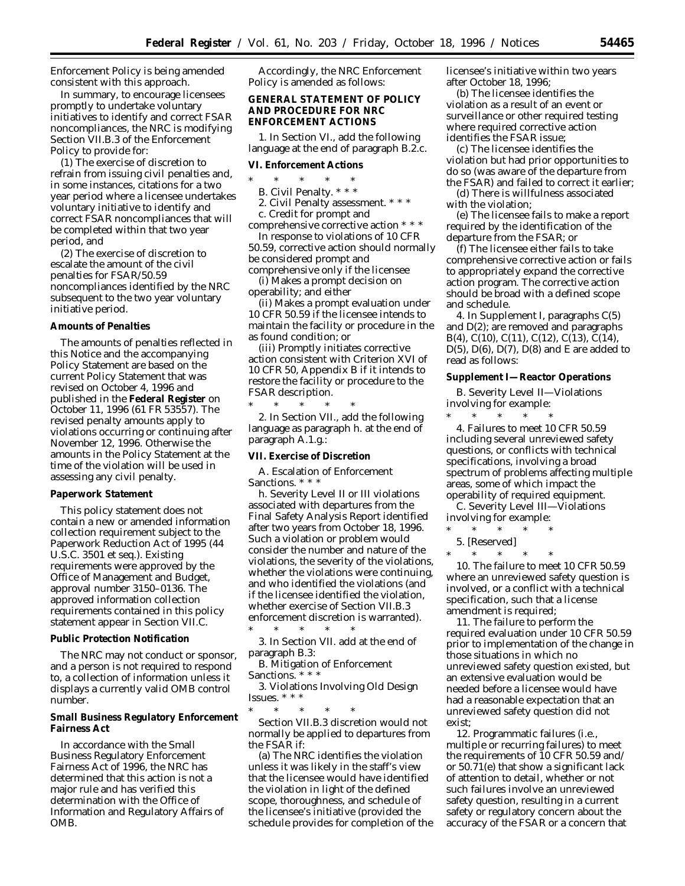Enforcement Policy is being amended consistent with this approach.

In summary, to encourage licensees promptly to undertake voluntary initiatives to identify and correct FSAR noncompliances, the NRC is modifying Section VII.B.3 of the Enforcement Policy to provide for:

(1) The exercise of discretion to refrain from issuing civil penalties and, in some instances, citations for a two year period where a licensee undertakes voluntary initiative to identify and correct FSAR noncompliances that will be completed within that two year period, and

(2) The exercise of discretion to escalate the amount of the civil penalties for FSAR/50.59 noncompliances identified by the NRC subsequent to the two year voluntary initiative period.

**Amounts of Penalties**

The amounts of penalties reflected in this Notice and the accompanying Policy Statement are based on the current Policy Statement that was revised on October 4, 1996 and published in the **Federal Register** on October 11, 1996 (61 FR 53557). The revised penalty amounts apply to violations occurring or continuing after November 12, 1996. Otherwise the amounts in the Policy Statement at the time of the violation will be used in assessing any civil penalty.

**Paperwork Statement**

This policy statement does not contain a new or amended information collection requirement subject to the Paperwork Reduction Act of 1995 (44 U.S.C. 3501 et seq.). Existing requirements were approved by the Office of Management and Budget, approval number 3150–0136. The approved information collection requirements contained in this policy statement appear in Section VII.C.

**Public Protection Notification**

The NRC may not conduct or sponsor, and a person is not required to respond to, a collection of information unless it displays a currently valid OMB control number.

**Small Business Regulatory Enforcement Fairness Act**

In accordance with the Small Business Regulatory Enforcement Fairness Act of 1996, the NRC has determined that this action is not a major rule and has verified this determination with the Office of Information and Regulatory Affairs of OMB.

Accordingly, the NRC Enforcement Policy is amended as follows:

**GENERAL STATEMENT OF POLICY AND PROCEDURE FOR NRC ENFORCEMENT ACTIONS**

1. In Section VI., add the following language at the end of paragraph B.2.c.

**VI. Enforcement Actions**

\* \* \* \* \*

B. Civil Penalty. \* \* \*

2. Civil Penalty assessment. \* \* \*

c. Credit for prompt and comprehensive corrective action \* \* \*

In response to violations of 10 CFR 50.59, corrective action should normally be considered prompt and comprehensive only if the licensee

(i) Makes a prompt decision on operability; and either

(ii) Makes a prompt evaluation under 10 CFR 50.59 if the licensee intends to maintain the facility or procedure in the as found condition; or

(iii) Promptly initiates corrective action consistent with Criterion XVI of 10 CFR 50, Appendix B if it intends to restore the facility or procedure to the FSAR description.

\* \* \* \* \*

2. In Section VII., add the following language as paragraph h. at the end of paragraph A.1.g.:

**VII. Exercise of Discretion**

A. Escalation of Enforcement Sanctions. \* \* \*

h. Severity Level II or III violations associated with departures from the Final Safety Analysis Report identified after two years from October 18, 1996. Such a violation or problem would consider the number and nature of the violations, the severity of the violations, whether the violations were continuing, and who identified the violations (and if the licensee identified the violation, whether exercise of Section VII.B.3 enforcement discretion is warranted).

\* \* \* \* \*

3. In Section VII. add at the end of paragraph B.3:

B. Mitigation of Enforcement Sanctions. \* \* \*

3. Violations Involving Old Design Issues. \* \* \*

\* \* \* \* \*

Section VII.B.3 discretion would not normally be applied to departures from the FSAR if:

(a) The NRC identifies the violation unless it was likely in the staff's view that the licensee would have identified the violation in light of the defined scope, thoroughness, and schedule of the licensee's initiative (provided the schedule provides for completion of the licensee's initiative within two years after October 18, 1996;

(b) The licensee identifies the violation as a result of an event or surveillance or other required testing where required corrective action identifies the FSAR issue;

(c) The licensee identifies the violation but had prior opportunities to do so (was aware of the departure from the FSAR) and failed to correct it earlier;

(d) There is willfulness associated with the violation;

(e) The licensee fails to make a report required by the identification of the departure from the FSAR; or

(f) The licensee either fails to take comprehensive corrective action or fails to appropriately expand the corrective action program. The corrective action should be broad with a defined scope and schedule.

4. In Supplement I, paragraphs C(5) and D(2); are removed and paragraphs B(4), C(10), C(11), C(12), C(13), C(14), D(5), D(6), D(7), D(8) and E are added to read as follows:

**Supplement I—Reactor Operations**

B. Severity Level II—Violations involving for example:

\* \* \* \* \*

4. Failures to meet 10 CFR 50.59 including several unreviewed safety questions, or conflicts with technical specifications, involving a broad spectrum of problems affecting multiple areas, some of which impact the operability of required equipment.

C. Severity Level III—Violations involving for example:

\* \* \* \* \*

5. [Reserved]

\* \* \* \* \*

10. The failure to meet 10 CFR 50.59 where an unreviewed safety question is involved, or a conflict with a technical specification, such that a license amendment is required;

11. The failure to perform the required evaluation under 10 CFR 50.59 prior to implementation of the change in those situations in which no unreviewed safety question existed, but an extensive evaluation would be needed before a licensee would have had a reasonable expectation that an unreviewed safety question did not exist;

12. Programmatic failures (i.e., multiple or recurring failures) to meet the requirements of 10 CFR 50.59 and/or 50.71(e) that show a significant lack of attention to detail, whether or not such failures involve an unreviewed safety question, resulting in a current safety or regulatory concern about the accuracy of the FSAR or a concern that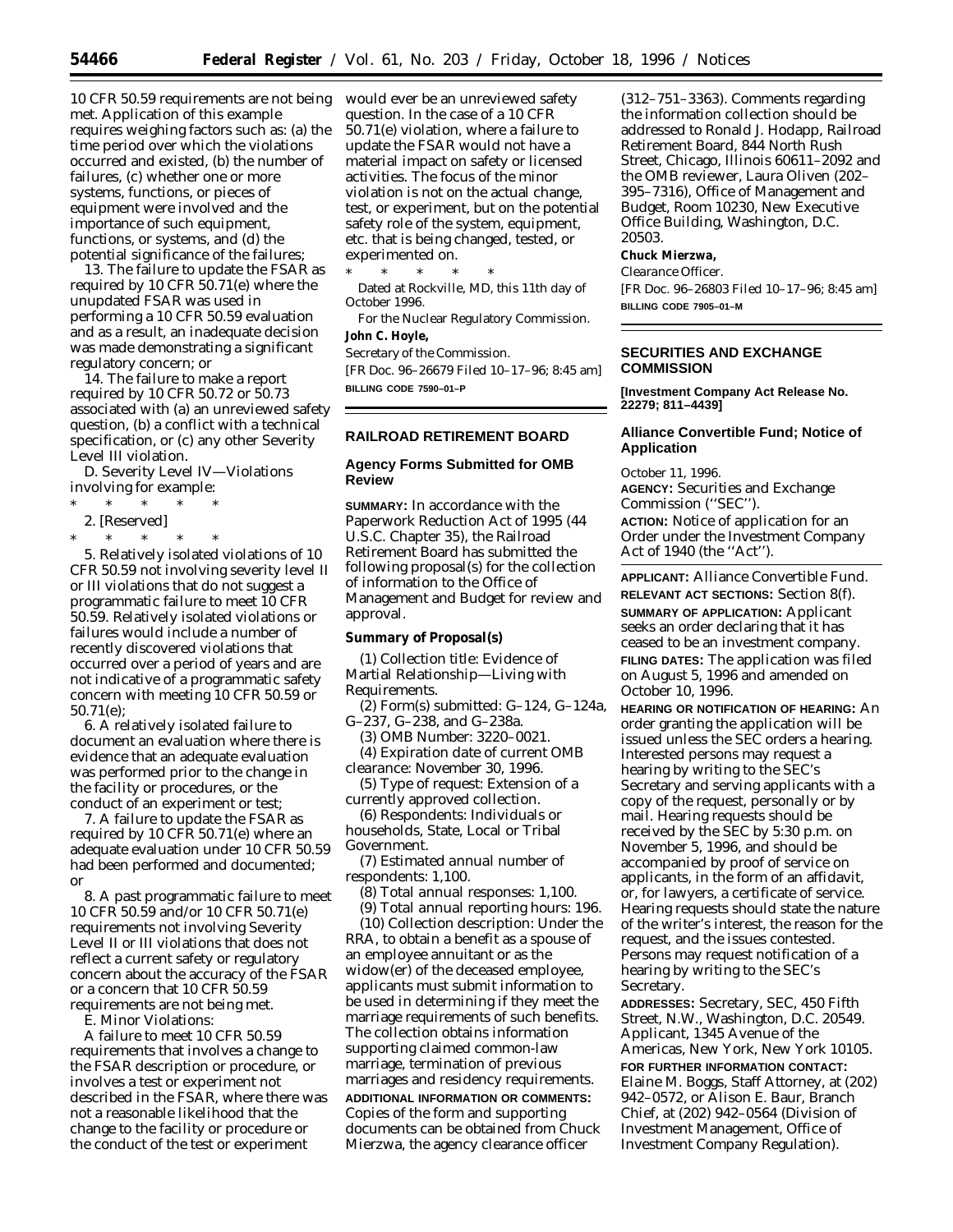10 CFR 50.59 requirements are not being met. Application of this example requires weighing factors such as: (a) the time period over which the violations occurred and existed, (b) the number of failures, (c) whether one or more systems, functions, or pieces of equipment were involved and the importance of such equipment, functions, or systems, and (d) the potential significance of the failures;

13. The failure to update the FSAR as required by 10 CFR 50.71(e) where the unupdated FSAR was used in performing a 10 CFR 50.59 evaluation and as a result, an inadequate decision was made demonstrating a significant regulatory concern; or

14. The failure to make a report required by 10 CFR 50.72 or 50.73 associated with (a) an unreviewed safety question, (b) a conflict with a technical specification, or (c) any other Severity Level III violation.

D. Severity Level IV—Violations involving for example:

\* \* \* \* \*

2. [Reserved]

\* \* \* \* \*

5. Relatively isolated violations of 10 CFR 50.59 not involving severity level II or III violations that do not suggest a programmatic failure to meet 10 CFR 50.59. Relatively isolated violations or failures would include a number of recently discovered violations that occurred over a period of years and are not indicative of a programmatic safety concern with meeting 10 CFR 50.59 or 50.71(e);

6. A relatively isolated failure to document an evaluation where there is evidence that an adequate evaluation was performed prior to the change in the facility or procedures, or the conduct of an experiment or test;

7. A failure to update the FSAR as required by 10 CFR 50.71(e) where an adequate evaluation under 10 CFR 50.59 had been performed and documented; or

8. A past programmatic failure to meet 10 CFR 50.59 and/or 10 CFR 50.71(e) requirements not involving Severity Level II or III violations that does not reflect a current safety or regulatory concern about the accuracy of the FSAR or a concern that 10 CFR 50.59 requirements are not being met.

E. Minor Violations:

A failure to meet 10 CFR 50.59 requirements that involves a change to the FSAR description or procedure, or involves a test or experiment not described in the FSAR, where there was not a reasonable likelihood that the change to the facility or procedure or the conduct of the test or experiment would ever be an unreviewed safety question. In the case of a 10 CFR 50.71(e) violation, where a failure to update the FSAR would not have a material impact on safety or licensed activities. The focus of the minor violation is not on the actual change, test, or experiment, but on the potential safety role of the system, equipment, etc. that is being changed, tested, or experimented on.

\* \* \* \* \*

Dated at Rockville, MD, this 11th day of October 1996.

For the Nuclear Regulatory Commission.

**John C. Hoyle,**

*Secretary of the Commission.*

[FR Doc. 96–26679 Filed 10–17–96; 8:45 am]

**BILLING CODE 7590–01–P**

## RAILROAD RETIREMENT BOARD

### Agency Forms Submitted for OMB Review

**SUMMARY:** In accordance with the Paperwork Reduction Act of 1995 (44 U.S.C. Chapter 35), the Railroad Retirement Board has submitted the following proposal(s) for the collection of information to the Office of Management and Budget for review and approval.

**Summary of Proposal(s)**

(1) Collection title: Evidence of Martial Relationship—Living with Requirements.

(2) Form(s) submitted: G–124, G–124a, G–237, G–238, and G–238a.

(3) OMB Number: 3220–0021.

(4) Expiration date of current OMB clearance: November 30, 1996.

(5) Type of request: Extension of a currently approved collection.

(6) Respondents: Individuals or households, State, Local or Tribal Government.

(7) Estimated annual number of respondents: 1,100.

(8) Total annual responses: 1,100.

(9) Total annual reporting hours: 196.

(10) Collection description: Under the RRA, to obtain a benefit as a spouse of an employee annuitant or as the widow(er) of the deceased employee, applicants must submit information to be used in determining if they meet the marriage requirements of such benefits. The collection obtains information supporting claimed common-law marriage, termination of previous marriages and residency requirements.

**ADDITIONAL INFORMATION OR COMMENTS:** Copies of the form and supporting documents can be obtained from Chuck Mierzwa, the agency clearance officer (312–751–3363). Comments regarding the information collection should be addressed to Ronald J. Hodapp, Railroad Retirement Board, 844 North Rush Street, Chicago, Illinois 60611–2092 and the OMB reviewer, Laura Oliven (202–395–7316), Office of Management and Budget, Room 10230, New Executive Office Building, Washington, D.C. 20503.

**Chuck Mierzwa,**

*Clearance Officer.*

[FR Doc. 96–26803 Filed 10–17–96; 8:45 am]

**BILLING CODE 7905–01–M**

## SECURITIES AND EXCHANGE COMMISSION

**[Investment Company Act Release No. 22279; 811–4439]**

### Alliance Convertible Fund; Notice of Application

October 11, 1996.

**AGENCY:** Securities and Exchange Commission (''SEC'').

**ACTION:** Notice of application for an Order under the Investment Company Act of 1940 (the ''Act'').

**APPLICANT:** Alliance Convertible Fund.

**RELEVANT ACT SECTIONS:** Section 8(f).

**SUMMARY OF APPLICATION:** Applicant seeks an order declaring that it has ceased to be an investment company.

**FILING DATES:** The application was filed on August 5, 1996 and amended on October 10, 1996.

**HEARING OR NOTIFICATION OF HEARING:** An order granting the application will be issued unless the SEC orders a hearing. Interested persons may request a hearing by writing to the SEC's Secretary and serving applicants with a copy of the request, personally or by mail. Hearing requests should be received by the SEC by 5:30 p.m. on November 5, 1996, and should be accompanied by proof of service on applicants, in the form of an affidavit, or, for lawyers, a certificate of service. Hearing requests should state the nature of the writer's interest, the reason for the request, and the issues contested. Persons may request notification of a hearing by writing to the SEC's Secretary.

**ADDRESSES:** Secretary, SEC, 450 Fifth Street, N.W., Washington, D.C. 20549. Applicant, 1345 Avenue of the Americas, New York, New York 10105.

**FOR FURTHER INFORMATION CONTACT:** Elaine M. Boggs, Staff Attorney, at (202) 942–0572, or Alison E. Baur, Branch Chief, at (202) 942–0564 (Division of Investment Management, Office of Investment Company Regulation).